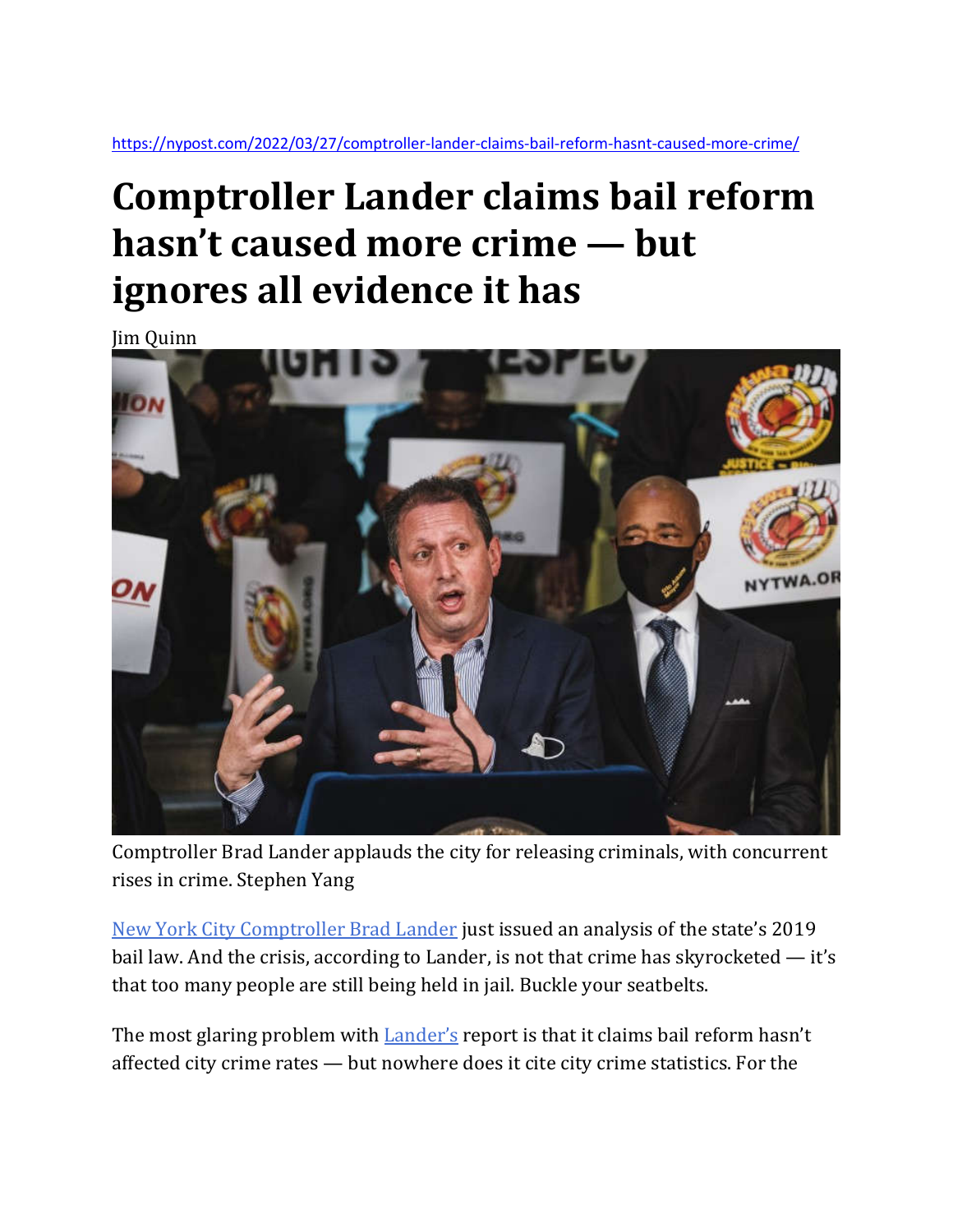https://nypost.com/2022/03/27/comptroller-lander-claims-bail-reform-hasnt-caused-more-crime/

# Comptroller Lander claims bail reform hasn't caused more crime — but ignores all evidence it has

Jim Quinn

Comptroller Brad Lander applauds the city for releasing criminals, with concurrent rises in crime. Stephen Yang

[New York City Comptroller Brad Lander](https://nypost.com/) just issued an analysis of the state's 2019 bail law. And the crisis, according to Lander, is not that crime has skyrocketed — it's that too many people are still being held in jail. Buckle your seatbelts.

The most glaring problem with [Lander's](https://nypost.com/) report is that it claims bail reform hasn't affected city crime rates — but nowhere does it cite city crime statistics. For the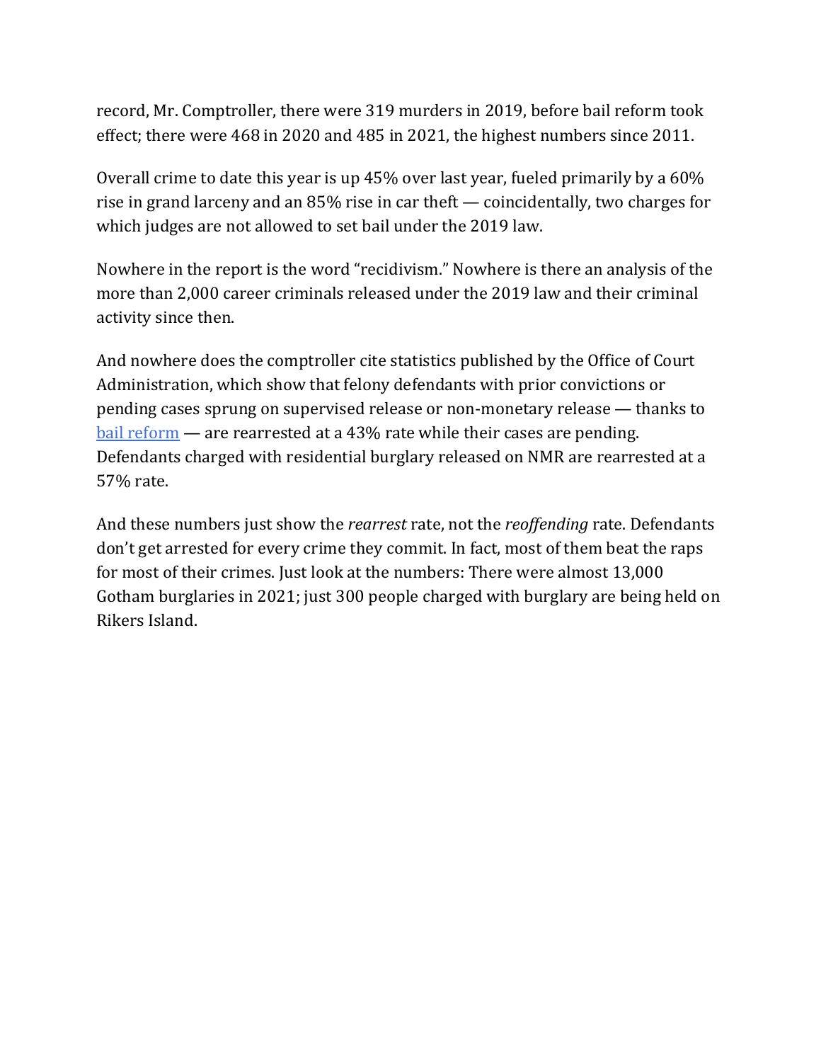record, Mr. Comptroller, there were 319 murders in 2019, before bail reform took effect; there were 468 in 2020 and 485 in 2021, the highest numbers since 2011.

Overall crime to date this year is up 45% over last year, fueled primarily by a 60% rise in grand larceny and an 85% rise in car theft — coincidentally, two charges for which judges are not allowed to set bail under the 2019 law.

Nowhere in the report is the word "recidivism." Nowhere is there an analysis of the more than 2,000 career criminals released under the 2019 law and their criminal activity since then.

And nowhere does the comptroller cite statistics published by the Office of Court Administration, which show that felony defendants with prior convictions or pending cases sprung on supervised release or non-monetary release — thanks to bail reform — are rearrested at a 43% rate while their cases are pending. Defendants charged with residential burglary released on NMR are rearrested at a 57% rate.

And these numbers just show the *rearrest* rate, not the *reoffending* rate. Defendants don't get arrested for every crime they commit. In fact, most of them beat the raps for most of their crimes. Just look at the numbers: There were almost 13,000 Gotham burglaries in 2021; just 300 people charged with burglary are being held on Rikers Island.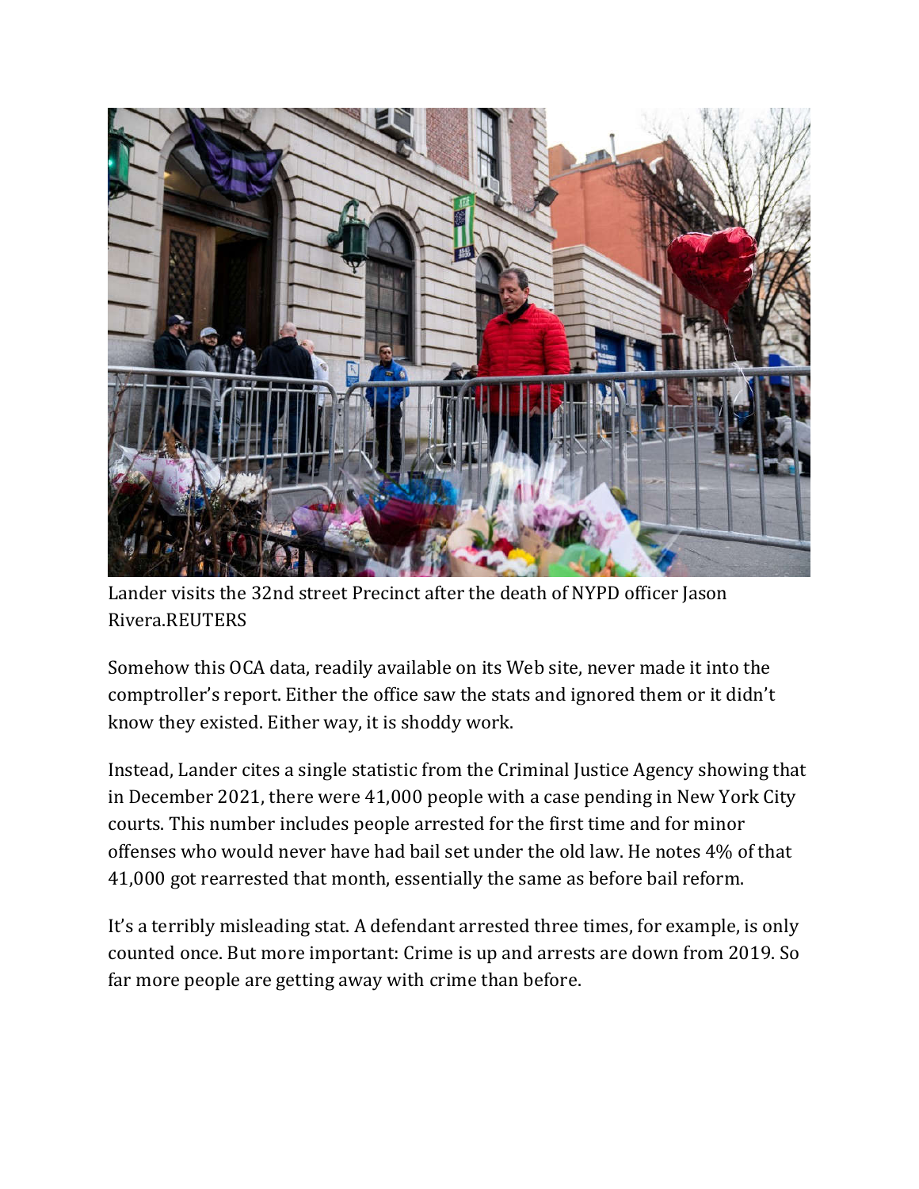Lander visits the 32nd street Precinct after the death of NYPD officer Jason Rivera.REUTERS

Somehow this OCA data, readily available on its Web site, never made it into the comptroller's report. Either the office saw the stats and ignored them or it didn't know they existed. Either way, it is shoddy work.

Instead, Lander cites a single statistic from the Criminal Justice Agency showing that in December 2021, there were 41,000 people with a case pending in New York City courts. This number includes people arrested for the first time and for minor offenses who would never have had bail set under the old law. He notes 4% of that 41,000 got rearrested that month, essentially the same as before bail reform.

It's a terribly misleading stat. A defendant arrested three times, for example, is only counted once. But more important: Crime is up and arrests are down from 2019. So far more people are getting away with crime than before.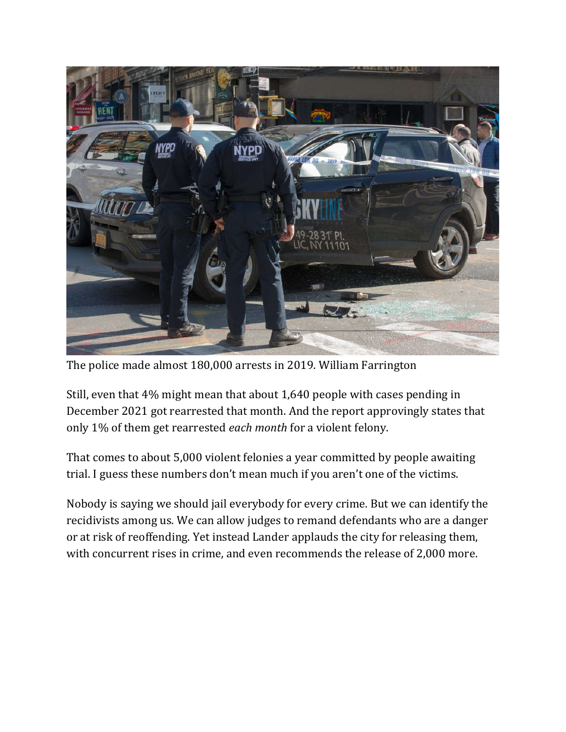The police made almost 180,000 arrests in 2019. William Farrington

Still, even that 4% might mean that about 1,640 people with cases pending in December 2021 got rearrested that month. And the report approvingly states that only 1% of them get rearrested *each month* for a violent felony.

That comes to about 5,000 violent felonies a year committed by people awaiting trial. I guess these numbers don't mean much if you aren't one of the victims.

Nobody is saying we should jail everybody for every crime. But we can identify the recidivists among us. We can allow judges to remand defendants who are a danger or at risk of reoffending. Yet instead Lander applauds the city for releasing them, with concurrent rises in crime, and even recommends the release of 2,000 more.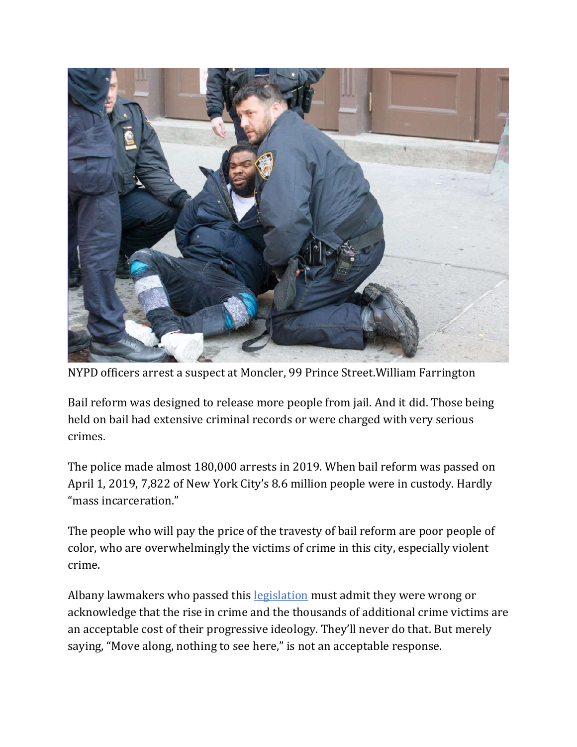NYPD officers arrest a suspect at Moncler, 99 Prince Street.William Farrington

Bail reform was designed to release more people from jail. And it did. Those being held on bail had extensive criminal records or were charged with very serious crimes.

The police made almost 180,000 arrests in 2019. When bail reform was passed on April 1, 2019, 7,822 of New York City's 8.6 million people were in custody. Hardly "mass incarceration."

The people who will pay the price of the travesty of bail reform are poor people of color, who are overwhelmingly the victims of crime in this city, especially violent crime.

Albany lawmakers who passed this legislation must admit they were wrong or acknowledge that the rise in crime and the thousands of additional crime victims are an acceptable cost of their progressive ideology. They'll never do that. But merely saying, "Move along, nothing to see here," is not an acceptable response.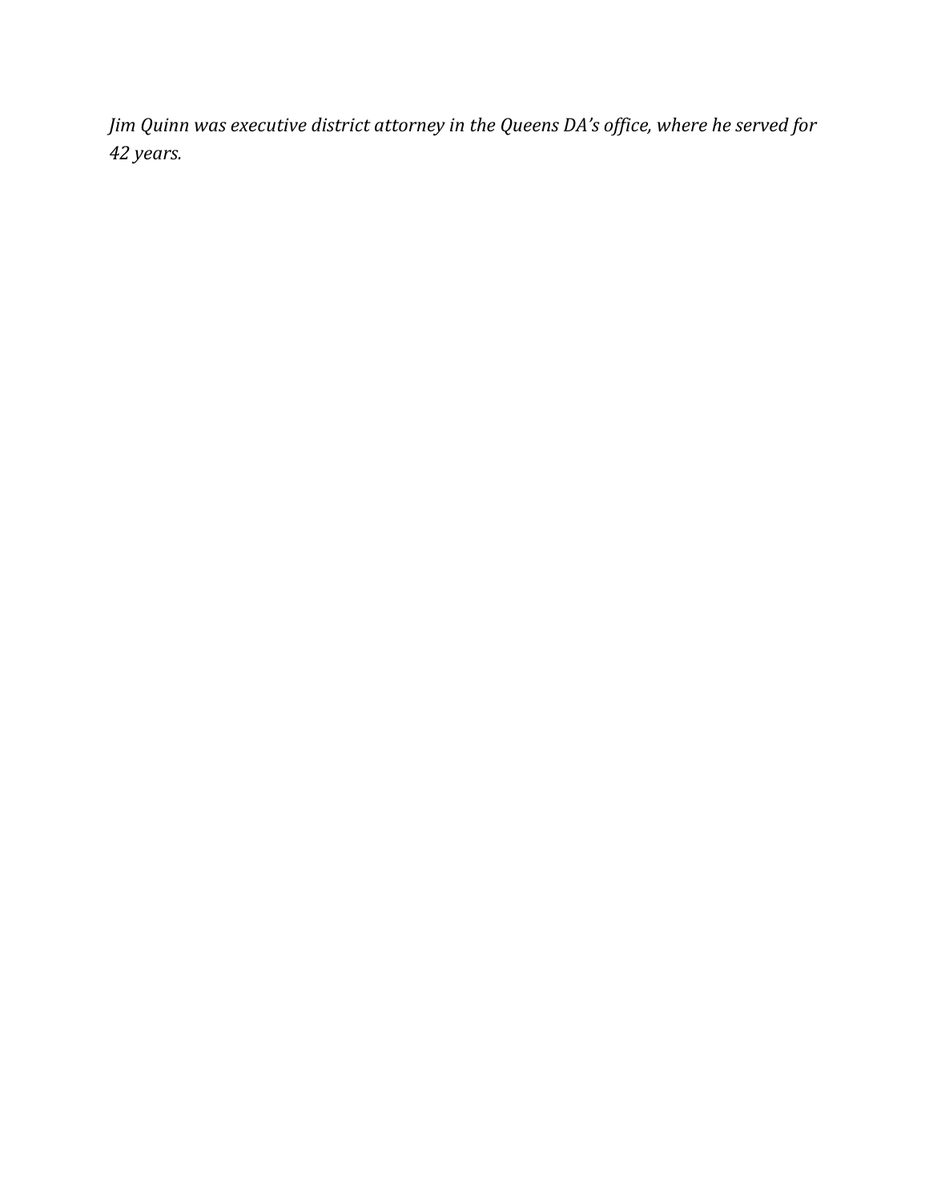*Jim Quinn was executive district attorney in the Queens DA's office, where he served for 42 years.*